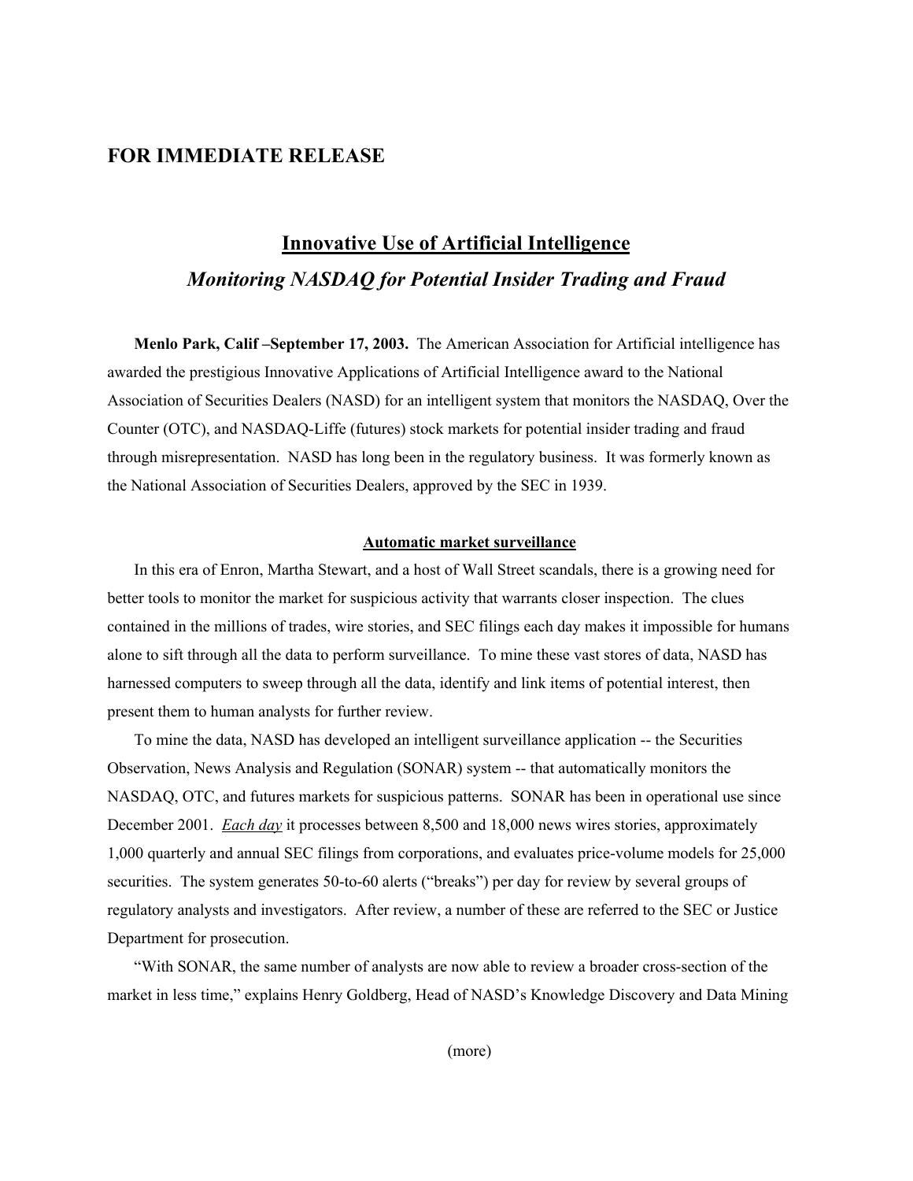## FOR IMMEDIATE RELEASE

# Innovative Use of Artificial Intelligence

### *Monitoring NASDAQ for Potential Insider Trading and Fraud*

**Menlo Park, Calif –September 17, 2003.** The American Association for Artificial intelligence has awarded the prestigious Innovative Applications of Artificial Intelligence award to the National Association of Securities Dealers (NASD) for an intelligent system that monitors the NASDAQ, Over the Counter (OTC), and NASDAQ-Liffe (futures) stock markets for potential insider trading and fraud through misrepresentation. NASD has long been in the regulatory business. It was formerly known as the National Association of Securities Dealers, approved by the SEC in 1939.

### Automatic market surveillance

In this era of Enron, Martha Stewart, and a host of Wall Street scandals, there is a growing need for better tools to monitor the market for suspicious activity that warrants closer inspection. The clues contained in the millions of trades, wire stories, and SEC filings each day makes it impossible for humans alone to sift through all the data to perform surveillance. To mine these vast stores of data, NASD has harnessed computers to sweep through all the data, identify and link items of potential interest, then present them to human analysts for further review.

To mine the data, NASD has developed an intelligent surveillance application -- the Securities Observation, News Analysis and Regulation (SONAR) system -- that automatically monitors the NASDAQ, OTC, and futures markets for suspicious patterns. SONAR has been in operational use since December 2001. *Each day* it processes between 8,500 and 18,000 news wires stories, approximately 1,000 quarterly and annual SEC filings from corporations, and evaluates price-volume models for 25,000 securities. The system generates 50-to-60 alerts ("breaks") per day for review by several groups of regulatory analysts and investigators. After review, a number of these are referred to the SEC or Justice Department for prosecution.

"With SONAR, the same number of analysts are now able to review a broader cross-section of the market in less time," explains Henry Goldberg, Head of NASD's Knowledge Discovery and Data Mining

(more)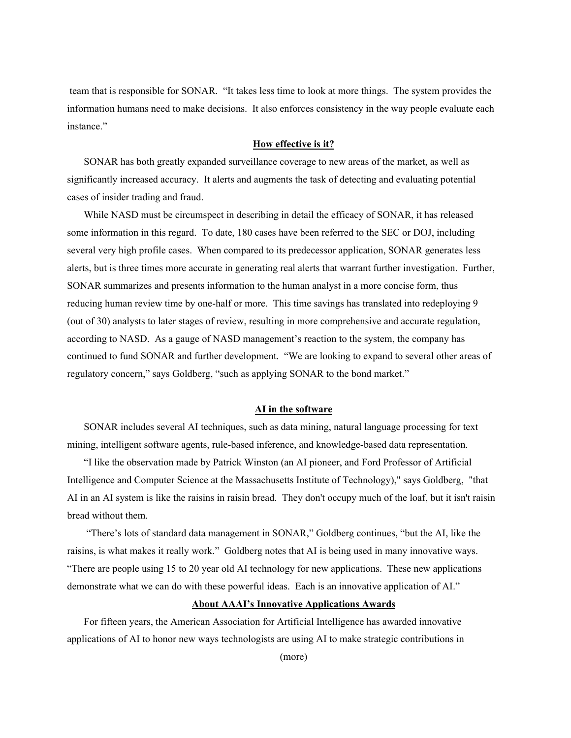team that is responsible for SONAR. “It takes less time to look at more things. The system provides the information humans need to make decisions. It also enforces consistency in the way people evaluate each instance.”

## How effective is it?

SONAR has both greatly expanded surveillance coverage to new areas of the market, as well as significantly increased accuracy. It alerts and augments the task of detecting and evaluating potential cases of insider trading and fraud.

While NASD must be circumspect in describing in detail the efficacy of SONAR, it has released some information in this regard. To date, 180 cases have been referred to the SEC or DOJ, including several very high profile cases. When compared to its predecessor application, SONAR generates less alerts, but is three times more accurate in generating real alerts that warrant further investigation. Further, SONAR summarizes and presents information to the human analyst in a more concise form, thus reducing human review time by one-half or more. This time savings has translated into redeploying 9 (out of 30) analysts to later stages of review, resulting in more comprehensive and accurate regulation, according to NASD. As a gauge of NASD management’s reaction to the system, the company has continued to fund SONAR and further development. “We are looking to expand to several other areas of regulatory concern,” says Goldberg, “such as applying SONAR to the bond market.”

## AI in the software

SONAR includes several AI techniques, such as data mining, natural language processing for text mining, intelligent software agents, rule-based inference, and knowledge-based data representation.

“I like the observation made by Patrick Winston (an AI pioneer, and Ford Professor of Artificial Intelligence and Computer Science at the Massachusetts Institute of Technology)," says Goldberg, "that AI in an AI system is like the raisins in raisin bread. They don't occupy much of the loaf, but it isn't raisin bread without them.

“There’s lots of standard data management in SONAR,” Goldberg continues, “but the AI, like the raisins, is what makes it really work.” Goldberg notes that AI is being used in many innovative ways. “There are people using 15 to 20 year old AI technology for new applications. These new applications demonstrate what we can do with these powerful ideas. Each is an innovative application of AI.”

## About AAAI’s Innovative Applications Awards

For fifteen years, the American Association for Artificial Intelligence has awarded innovative applications of AI to honor new ways technologists are using AI to make strategic contributions in

(more)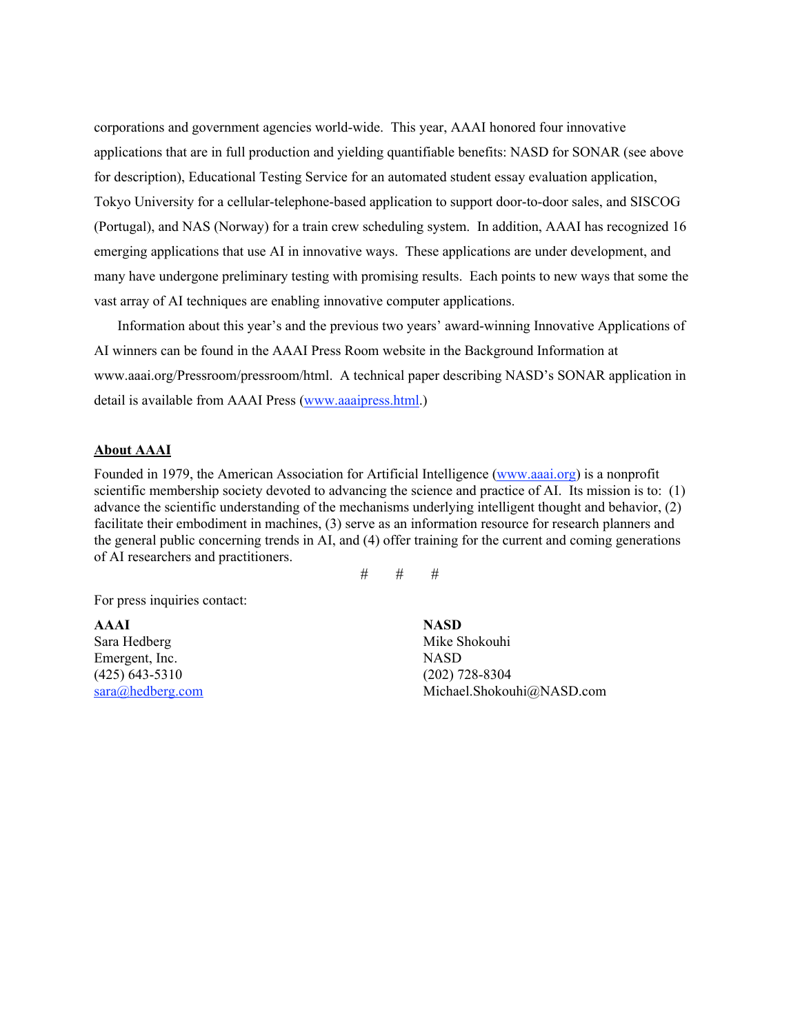corporations and government agencies world-wide. This year, AAAI honored four innovative applications that are in full production and yielding quantifiable benefits: NASD for SONAR (see above for description), Educational Testing Service for an automated student essay evaluation application, Tokyo University for a cellular-telephone-based application to support door-to-door sales, and SISCOG (Portugal), and NAS (Norway) for a train crew scheduling system. In addition, AAAI has recognized 16 emerging applications that use AI in innovative ways. These applications are under development, and many have undergone preliminary testing with promising results. Each points to new ways that some the vast array of AI techniques are enabling innovative computer applications.

Information about this year's and the previous two years' award-winning Innovative Applications of AI winners can be found in the AAAI Press Room website in the Background Information at www.aaai.org/Pressroom/pressroom/html. A technical paper describing NASD's SONAR application in detail is available from AAAI Press (www.aaaipress.html.)

**About AAAI**

Founded in 1979, the American Association for Artificial Intelligence (www.aaai.org) is a nonprofit scientific membership society devoted to advancing the science and practice of AI. Its mission is to: (1) advance the scientific understanding of the mechanisms underlying intelligent thought and behavior, (2) facilitate their embodiment in machines, (3) serve as an information resource for research planners and the general public concerning trends in AI, and (4) offer training for the current and coming generations of AI researchers and practitioners.

# # #

For press inquiries contact:

**AAAI**
Sara Hedberg
Emergent, Inc.
(425) 643-5310
sara@hedberg.com

**NASD**
Mike Shokouhi
NASD
(202) 728-8304
Michael.Shokouhi@NASD.com